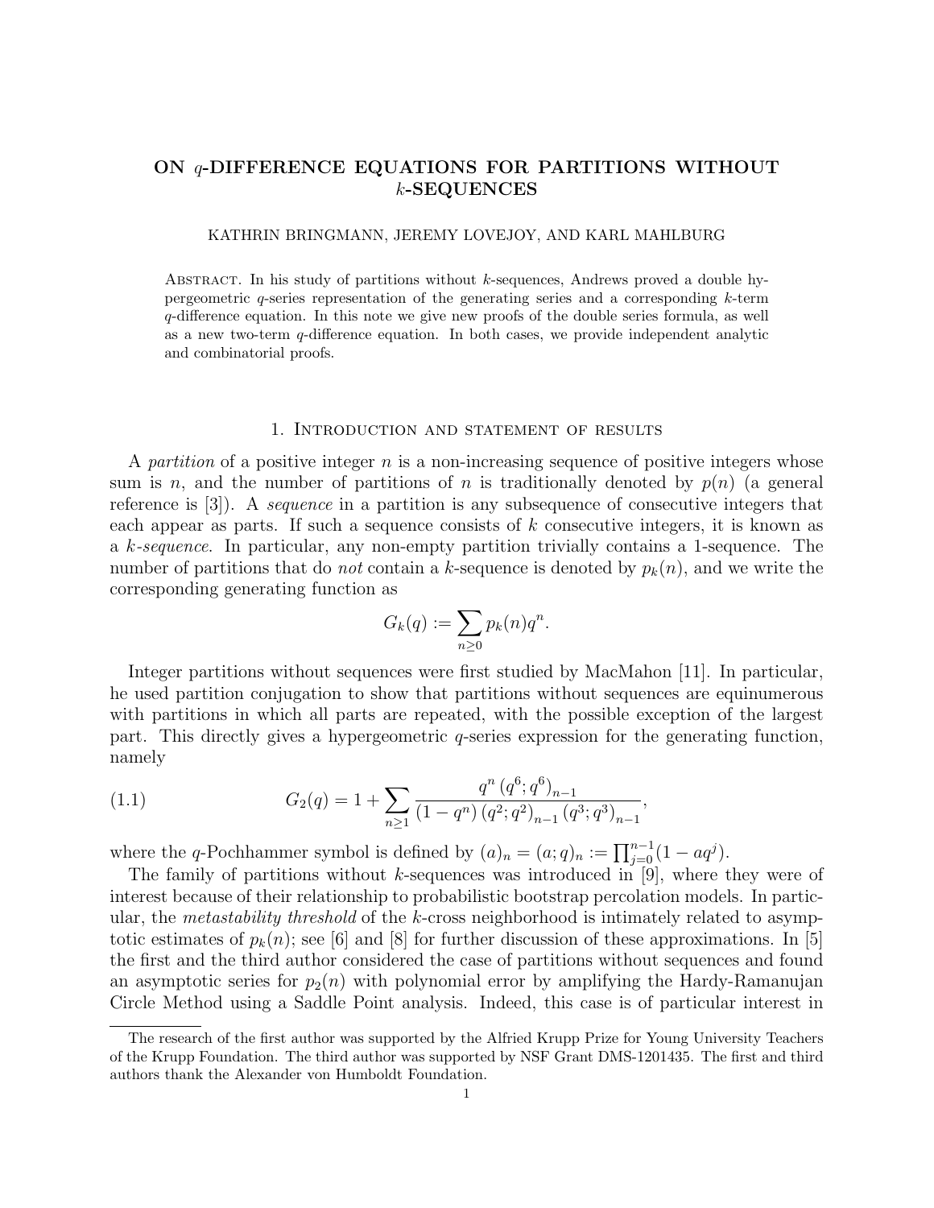# ON $q$-DIFFERENCE EQUATIONS FOR PARTITIONS WITHOUT $k$-SEQUENCES

KATHRIN BRINGMANN, JEREMY LOVEJOY, AND KARL MAHLBURG

**Abstract.** In his study of partitions without $k$-sequences, Andrews proved a double hypergeometric $q$-series representation of the generating series and a corresponding $k$-term $q$-difference equation. In this note we give new proofs of the double series formula, as well as a new two-term $q$-difference equation. In both cases, we provide independent analytic and combinatorial proofs.

## 1. Introduction and statement of results

A *partition* of a positive integer $n$ is a non-increasing sequence of positive integers whose sum is $n$, and the number of partitions of $n$ is traditionally denoted by $p(n)$ (a general reference is [3]). A *sequence* in a partition is any subsequence of consecutive integers that each appear as parts. If such a sequence consists of $k$ consecutive integers, it is known as a *$k$-sequence*. In particular, any non-empty partition trivially contains a 1-sequence. The number of partitions that do *not* contain a $k$-sequence is denoted by $p_k(n)$, and we write the corresponding generating function as

$$G_k(q) := \sum_{n\geq 0} p_k(n)q^n.$$

Integer partitions without sequences were first studied by MacMahon [11]. In particular, he used partition conjugation to show that partitions without sequences are equinumerous with partitions in which all parts are repeated, with the possible exception of the largest part. This directly gives a hypergeometric $q$-series expression for the generating function, namely

$$G_2(q) = 1 + \sum_{n\geq 1} \frac{q^n \left(q^6;q^6\right)_{n-1}}{(1-q^n)\left(q^2;q^2\right)_{n-1}\left(q^3;q^3\right)_{n-1}}, \tag{1.1}$$

where the $q$-Pochhammer symbol is defined by $(a)_n = (a;q)_n := \prod_{j=0}^{n-1}(1-aq^j)$.

The family of partitions without $k$-sequences was introduced in [9], where they were of interest because of their relationship to probabilistic bootstrap percolation models. In particular, the *metastability threshold* of the $k$-cross neighborhood is intimately related to asymptotic estimates of $p_k(n)$; see [6] and [8] for further discussion of these approximations. In [5] the first and the third author considered the case of partitions without sequences and found an asymptotic series for $p_2(n)$ with polynomial error by amplifying the Hardy-Ramanujan Circle Method using a Saddle Point analysis. Indeed, this case is of particular interest in

---

The research of the first author was supported by the Alfried Krupp Prize for Young University Teachers of the Krupp Foundation. The third author was supported by NSF Grant DMS-1201435. The first and third authors thank the Alexander von Humboldt Foundation.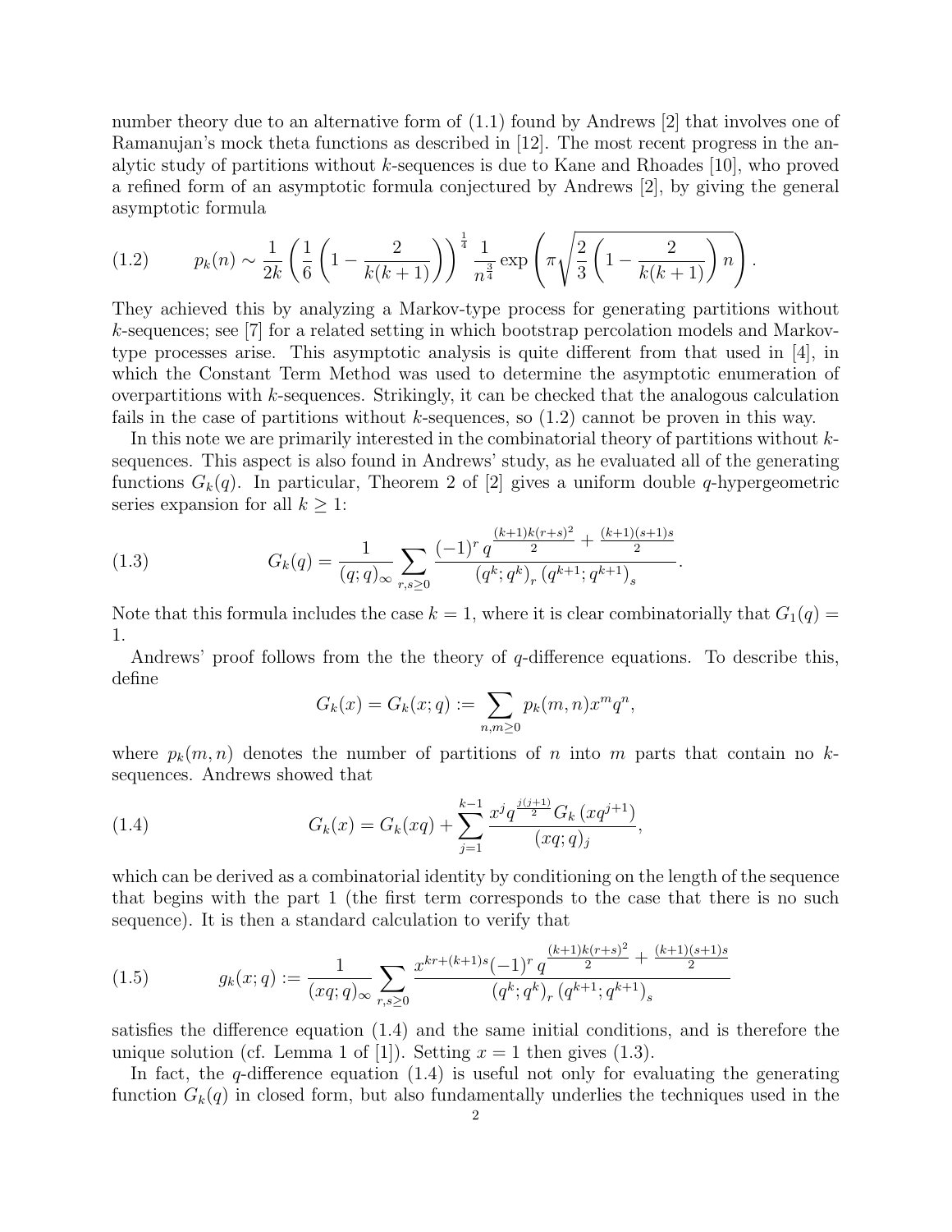number theory due to an alternative form of (1.1) found by Andrews [2] that involves one of Ramanujan's mock theta functions as described in [12]. The most recent progress in the analytic study of partitions without $k$-sequences is due to Kane and Rhoades [10], who proved a refined form of an asymptotic formula conjectured by Andrews [2], by giving the general asymptotic formula

$$p_k(n) \sim \frac{1}{2k}\left(\frac{1}{6}\left(1-\frac{2}{k(k+1)}\right)\right)^{\frac{1}{4}}\frac{1}{n^{\frac{3}{4}}}\exp\left(\pi\sqrt{\frac{2}{3}\left(1-\frac{2}{k(k+1)}\right)n}\right). \tag{1.2}$$

They achieved this by analyzing a Markov-type process for generating partitions without $k$-sequences; see [7] for a related setting in which bootstrap percolation models and Markov-type processes arise. This asymptotic analysis is quite different from that used in [4], in which the Constant Term Method was used to determine the asymptotic enumeration of overpartitions with $k$-sequences. Strikingly, it can be checked that the analogous calculation fails in the case of partitions without $k$-sequences, so (1.2) cannot be proven in this way.

In this note we are primarily interested in the combinatorial theory of partitions without $k$-sequences. This aspect is also found in Andrews' study, as he evaluated all of the generating functions $G_k(q)$. In particular, Theorem 2 of [2] gives a uniform double $q$-hypergeometric series expansion for all $k \geq 1$:

$$G_k(q) = \frac{1}{(q;q)_\infty}\sum_{r,s\geq 0}\frac{(-1)^r q^{\frac{(k+1)k(r+s)^2}{2}+\frac{(k+1)(s+1)s}{2}}}{(q^k;q^k)_r\,(q^{k+1};q^{k+1})_s}. \tag{1.3}$$

Note that this formula includes the case $k=1$, where it is clear combinatorially that $G_1(q) = 1$.

Andrews' proof follows from the the theory of $q$-difference equations. To describe this, define

$$G_k(x) = G_k(x;q) := \sum_{n,m\geq 0} p_k(m,n)x^m q^n,$$

where $p_k(m,n)$ denotes the number of partitions of $n$ into $m$ parts that contain no $k$-sequences. Andrews showed that

$$G_k(x) = G_k(xq) + \sum_{j=1}^{k-1}\frac{x^j q^{\frac{j(j+1)}{2}} G_k\left(xq^{j+1}\right)}{(xq;q)_j}, \tag{1.4}$$

which can be derived as a combinatorial identity by conditioning on the length of the sequence that begins with the part 1 (the first term corresponds to the case that there is no such sequence). It is then a standard calculation to verify that

$$g_k(x;q) := \frac{1}{(xq;q)_\infty}\sum_{r,s\geq 0}\frac{x^{kr+(k+1)s}(-1)^r q^{\frac{(k+1)k(r+s)^2}{2}+\frac{(k+1)(s+1)s}{2}}}{(q^k;q^k)_r\,(q^{k+1};q^{k+1})_s} \tag{1.5}$$

satisfies the difference equation (1.4) and the same initial conditions, and is therefore the unique solution (cf. Lemma 1 of [1]). Setting $x=1$ then gives (1.3).

In fact, the $q$-difference equation (1.4) is useful not only for evaluating the generating function $G_k(q)$ in closed form, but also fundamentally underlies the techniques used in the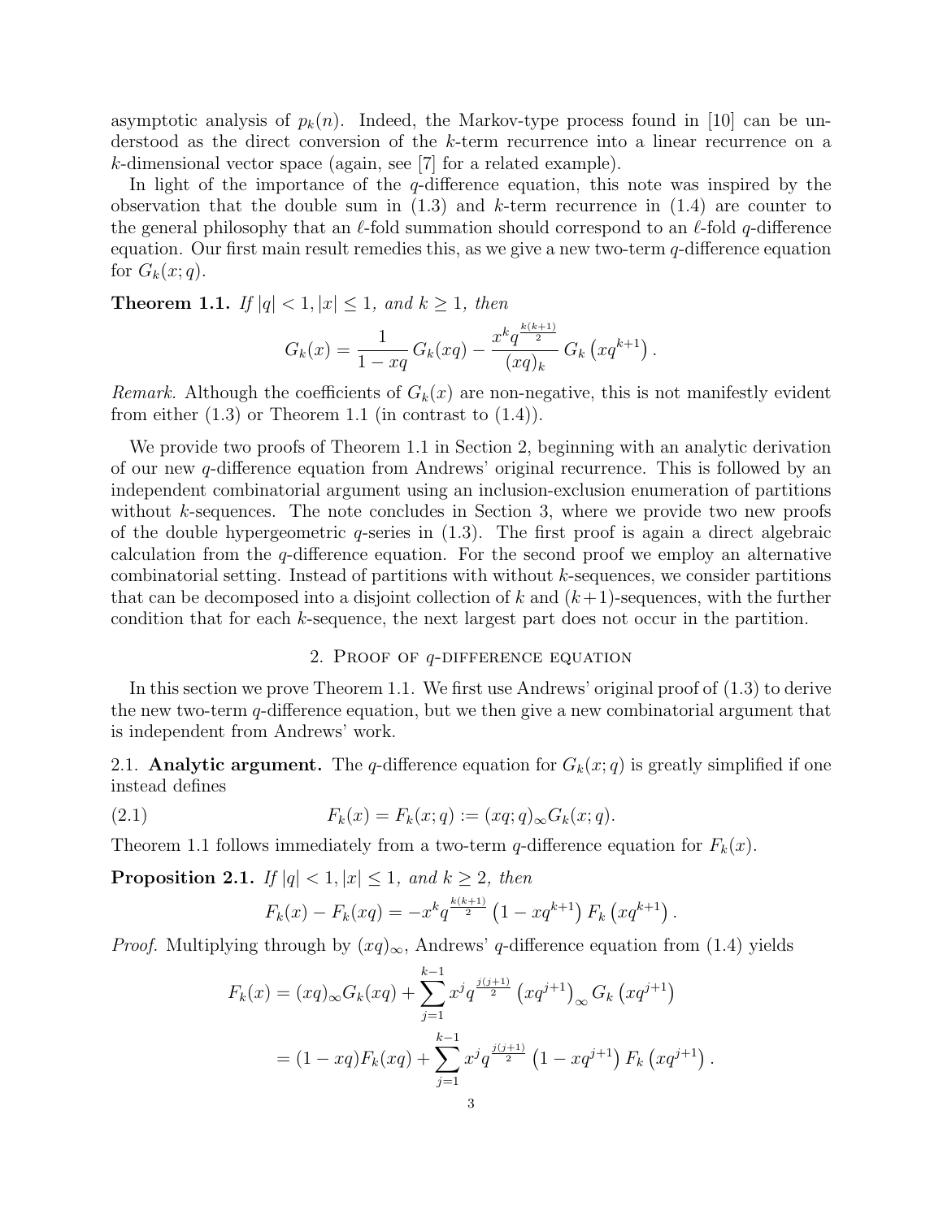asymptotic analysis of $p_k(n)$. Indeed, the Markov-type process found in [10] can be understood as the direct conversion of the $k$-term recurrence into a linear recurrence on a $k$-dimensional vector space (again, see [7] for a related example).

In light of the importance of the $q$-difference equation, this note was inspired by the observation that the double sum in (1.3) and $k$-term recurrence in (1.4) are counter to the general philosophy that an $\ell$-fold summation should correspond to an $\ell$-fold $q$-difference equation. Our first main result remedies this, as we give a new two-term $q$-difference equation for $G_k(x;q)$.

**Theorem 1.1.** *If $|q|<1, |x|\leq 1$, and $k\geq 1$, then*

$$G_k(x) = \frac{1}{1-xq}\, G_k(xq) - \frac{x^k q^{\frac{k(k+1)}{2}}}{(xq)_k}\, G_k\left(xq^{k+1}\right).$$

*Remark.* Although the coefficients of $G_k(x)$ are non-negative, this is not manifestly evident from either (1.3) or Theorem 1.1 (in contrast to (1.4)).

We provide two proofs of Theorem 1.1 in Section 2, beginning with an analytic derivation of our new $q$-difference equation from Andrews' original recurrence. This is followed by an independent combinatorial argument using an inclusion-exclusion enumeration of partitions without $k$-sequences. The note concludes in Section 3, where we provide two new proofs of the double hypergeometric $q$-series in (1.3). The first proof is again a direct algebraic calculation from the $q$-difference equation. For the second proof we employ an alternative combinatorial setting. Instead of partitions with without $k$-sequences, we consider partitions that can be decomposed into a disjoint collection of $k$ and $(k+1)$-sequences, with the further condition that for each $k$-sequence, the next largest part does not occur in the partition.

## 2. Proof of $q$-difference equation

In this section we prove Theorem 1.1. We first use Andrews' original proof of (1.3) to derive the new two-term $q$-difference equation, but we then give a new combinatorial argument that is independent from Andrews' work.

2.1. **Analytic argument.** The $q$-difference equation for $G_k(x;q)$ is greatly simplified if one instead defines

$$F_k(x) = F_k(x;q) := (xq;q)_\infty G_k(x;q). \tag{2.1}$$

Theorem 1.1 follows immediately from a two-term $q$-difference equation for $F_k(x)$.

**Proposition 2.1.** *If $|q|<1, |x|\leq 1$, and $k\geq 2$, then*

$$F_k(x) - F_k(xq) = -x^k q^{\frac{k(k+1)}{2}}\left(1-xq^{k+1}\right) F_k\left(xq^{k+1}\right).$$

*Proof.* Multiplying through by $(xq)_\infty$, Andrews' $q$-difference equation from (1.4) yields

$$\begin{aligned}
F_k(x) &= (xq)_\infty G_k(xq) + \sum_{j=1}^{k-1} x^j q^{\frac{j(j+1)}{2}}\left(xq^{j+1}\right)_\infty G_k\left(xq^{j+1}\right)\\
&= (1-xq)F_k(xq) + \sum_{j=1}^{k-1} x^j q^{\frac{j(j+1)}{2}}\left(1-xq^{j+1}\right) F_k\left(xq^{j+1}\right).
\end{aligned}$$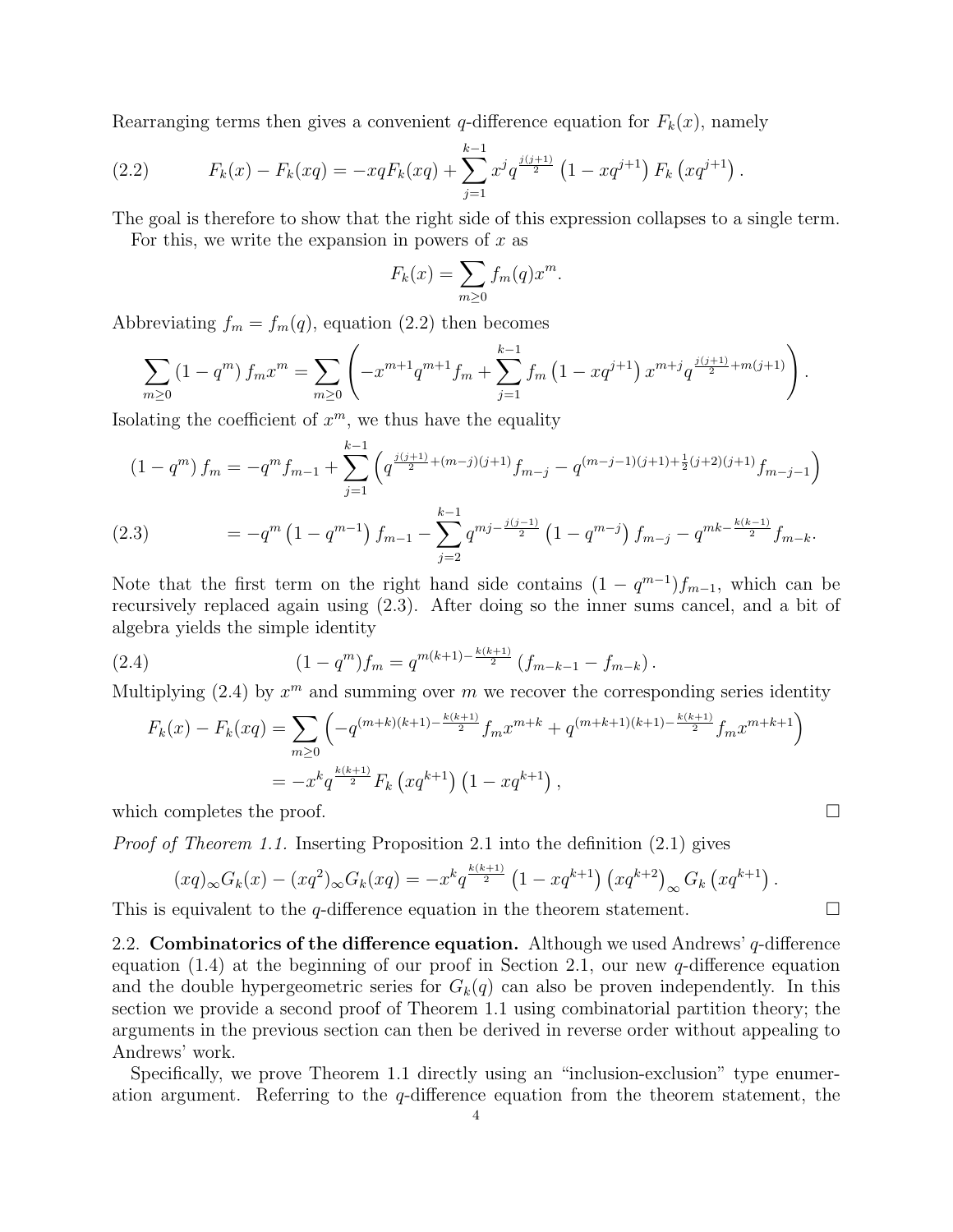Rearranging terms then gives a convenient $q$-difference equation for $F_k(x)$, namely

$$F_k(x) - F_k(xq) = -xqF_k(xq) + \sum_{j=1}^{k-1} x^j q^{\frac{j(j+1)}{2}} \left(1 - xq^{j+1}\right) F_k\left(xq^{j+1}\right). \tag{2.2}$$

The goal is therefore to show that the right side of this expression collapses to a single term.

For this, we write the expansion in powers of $x$ as

$$F_k(x) = \sum_{m \geq 0} f_m(q) x^m.$$

Abbreviating $f_m = f_m(q)$, equation (2.2) then becomes

$$\sum_{m\geq 0} (1-q^m) f_m x^m = \sum_{m \geq 0} \left( -x^{m+1} q^{m+1} f_m + \sum_{j=1}^{k-1} f_m \left(1 - xq^{j+1}\right) x^{m+j} q^{\frac{j(j+1)}{2} + m(j+1)} \right).$$

Isolating the coefficient of $x^m$, we thus have the equality

$$\begin{aligned}
(1-q^m) f_m &= -q^m f_{m-1} + \sum_{j=1}^{k-1} \left( q^{\frac{j(j+1)}{2} + (m-j)(j+1)} f_{m-j} - q^{(m-j-1)(j+1) + \frac{1}{2}(j+2)(j+1)} f_{m-j-1} \right) \\
&= -q^m \left(1 - q^{m-1}\right) f_{m-1} - \sum_{j=2}^{k-1} q^{mj - \frac{j(j-1)}{2}} \left(1 - q^{m-j}\right) f_{m-j} - q^{mk - \frac{k(k-1)}{2}} f_{m-k}.
\end{aligned} \tag{2.3}$$

Note that the first term on the right hand side contains $(1-q^{m-1})f_{m-1}$, which can be recursively replaced again using (2.3). After doing so the inner sums cancel, and a bit of algebra yields the simple identity

$$(1-q^m) f_m = q^{m(k+1) - \frac{k(k+1)}{2}} \left(f_{m-k-1} - f_{m-k}\right). \tag{2.4}$$

Multiplying (2.4) by $x^m$ and summing over $m$ we recover the corresponding series identity

$$\begin{aligned}
F_k(x) - F_k(xq) &= \sum_{m \geq 0} \left( -q^{(m+k)(k+1) - \frac{k(k+1)}{2}} f_m x^{m+k} + q^{(m+k+1)(k+1) - \frac{k(k+1)}{2}} f_m x^{m+k+1} \right) \\
&= -x^k q^{\frac{k(k+1)}{2}} F_k\left(xq^{k+1}\right) \left(1 - xq^{k+1}\right),
\end{aligned}$$

which completes the proof. $\square$

*Proof of Theorem 1.1.* Inserting Proposition 2.1 into the definition (2.1) gives

$$(xq)_\infty G_k(x) - (xq^2)_\infty G_k(xq) = -x^k q^{\frac{k(k+1)}{2}} \left(1 - xq^{k+1}\right) \left(xq^{k+2}\right)_\infty G_k\left(xq^{k+1}\right).$$

This is equivalent to the $q$-difference equation in the theorem statement. $\square$

## 2.2. Combinatorics of the difference equation.

Although we used Andrews' $q$-difference equation (1.4) at the beginning of our proof in Section 2.1, our new $q$-difference equation and the double hypergeometric series for $G_k(q)$ can also be proven independently. In this section we provide a second proof of Theorem 1.1 using combinatorial partition theory; the arguments in the previous section can then be derived in reverse order without appealing to Andrews' work.

Specifically, we prove Theorem 1.1 directly using an "inclusion-exclusion" type enumeration argument. Referring to the $q$-difference equation from the theorem statement, the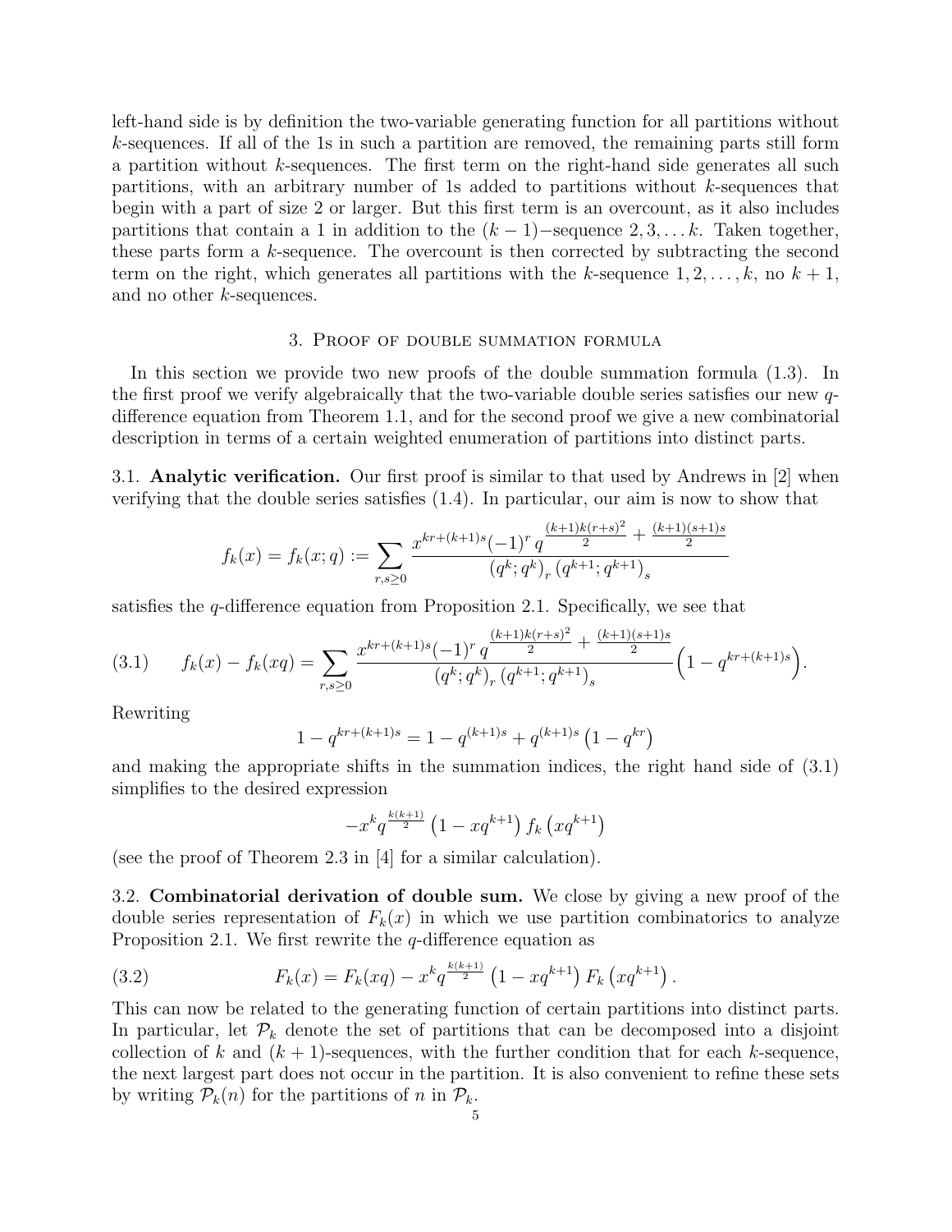left-hand side is by definition the two-variable generating function for all partitions without $k$-sequences. If all of the 1s in such a partition are removed, the remaining parts still form a partition without $k$-sequences. The first term on the right-hand side generates all such partitions, with an arbitrary number of 1s added to partitions without $k$-sequences that begin with a part of size 2 or larger. But this first term is an overcount, as it also includes partitions that contain a 1 in addition to the $(k-1)-$sequence $2, 3, \dots k$. Taken together, these parts form a $k$-sequence. The overcount is then corrected by subtracting the second term on the right, which generates all partitions with the $k$-sequence $1, 2, \dots, k$, no $k+1$, and no other $k$-sequences.

## 3. Proof of double summation formula

In this section we provide two new proofs of the double summation formula (1.3). In the first proof we verify algebraically that the two-variable double series satisfies our new $q$-difference equation from Theorem 1.1, and for the second proof we give a new combinatorial description in terms of a certain weighted enumeration of partitions into distinct parts.

### 3.1. Analytic verification.

Our first proof is similar to that used by Andrews in [2] when verifying that the double series satisfies (1.4). In particular, our aim is now to show that

$$f_k(x) = f_k(x;q) := \sum_{r,s\geq 0} \frac{x^{kr+(k+1)s}(-1)^r \, q^{\frac{(k+1)k(r+s)^2}{2} + \frac{(k+1)(s+1)s}{2}}}{\left(q^k;q^k\right)_r \left(q^{k+1};q^{k+1}\right)_s}$$

satisfies the $q$-difference equation from Proposition 2.1. Specifically, we see that

$$f_k(x) - f_k(xq) = \sum_{r,s\geq 0} \frac{x^{kr+(k+1)s}(-1)^r \, q^{\frac{(k+1)k(r+s)^2}{2} + \frac{(k+1)(s+1)s}{2}}}{\left(q^k;q^k\right)_r \left(q^{k+1};q^{k+1}\right)_s} \left(1 - q^{kr+(k+1)s}\right). \tag{3.1}$$

Rewriting

$$1 - q^{kr+(k+1)s} = 1 - q^{(k+1)s} + q^{(k+1)s}\left(1 - q^{kr}\right)$$

and making the appropriate shifts in the summation indices, the right hand side of (3.1) simplifies to the desired expression

$$-x^k q^{\frac{k(k+1)}{2}} \left(1 - xq^{k+1}\right) f_k\left(xq^{k+1}\right)$$

(see the proof of Theorem 2.3 in [4] for a similar calculation).

### 3.2. Combinatorial derivation of double sum.

We close by giving a new proof of the double series representation of $F_k(x)$ in which we use partition combinatorics to analyze Proposition 2.1. We first rewrite the $q$-difference equation as

$$F_k(x) = F_k(xq) - x^k q^{\frac{k(k+1)}{2}} \left(1 - xq^{k+1}\right) F_k\left(xq^{k+1}\right). \tag{3.2}$$

This can now be related to the generating function of certain partitions into distinct parts. In particular, let $\mathcal{P}_k$ denote the set of partitions that can be decomposed into a disjoint collection of $k$ and $(k+1)$-sequences, with the further condition that for each $k$-sequence, the next largest part does not occur in the partition. It is also convenient to refine these sets by writing $\mathcal{P}_k(n)$ for the partitions of $n$ in $\mathcal{P}_k$.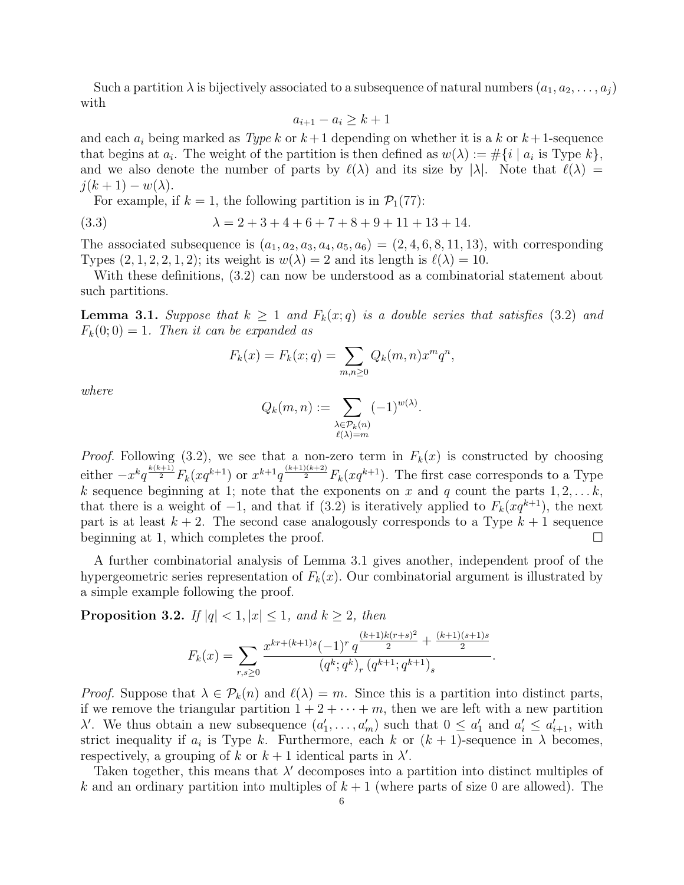Such a partition $\lambda$ is bijectively associated to a subsequence of natural numbers $(a_1, a_2, \ldots, a_j)$ with

$$a_{i+1} - a_i \geq k + 1$$

and each $a_i$ being marked as *Type* $k$ or $k+1$ depending on whether it is a $k$ or $k+1$-sequence that begins at $a_i$. The weight of the partition is then defined as $w(\lambda) := \#\{i \mid a_i \text{ is Type } k\}$, and we also denote the number of parts by $\ell(\lambda)$ and its size by $|\lambda|$. Note that $\ell(\lambda) = j(k+1) - w(\lambda)$.

For example, if $k = 1$, the following partition is in $\mathcal{P}_1(77)$:

$$\lambda = 2 + 3 + 4 + 6 + 7 + 8 + 9 + 11 + 13 + 14. \tag{3.3}$$

The associated subsequence is $(a_1, a_2, a_3, a_4, a_5, a_6) = (2, 4, 6, 8, 11, 13)$, with corresponding Types $(2, 1, 2, 2, 1, 2)$; its weight is $w(\lambda) = 2$ and its length is $\ell(\lambda) = 10$.

With these definitions, (3.2) can now be understood as a combinatorial statement about such partitions.

**Lemma 3.1.** *Suppose that $k \geq 1$ and $F_k(x;q)$ is a double series that satisfies (3.2) and $F_k(0;0) = 1$. Then it can be expanded as*

$$F_k(x) = F_k(x;q) = \sum_{m,n \geq 0} Q_k(m,n) x^m q^n,$$

*where*

$$Q_k(m,n) := \sum_{\substack{\lambda \in \mathcal{P}_k(n) \\ \ell(\lambda) = m}} (-1)^{w(\lambda)}.$$

*Proof.* Following (3.2), we see that a non-zero term in $F_k(x)$ is constructed by choosing either $-x^k q^{\frac{k(k+1)}{2}} F_k(xq^{k+1})$ or $x^{k+1} q^{\frac{(k+1)(k+2)}{2}} F_k(xq^{k+1})$. The first case corresponds to a Type $k$ sequence beginning at 1; note that the exponents on $x$ and $q$ count the parts $1, 2, \ldots k$, that there is a weight of $-1$, and that if (3.2) is iteratively applied to $F_k(xq^{k+1})$, the next part is at least $k+2$. The second case analogously corresponds to a Type $k+1$ sequence beginning at 1, which completes the proof. $\square$

A further combinatorial analysis of Lemma 3.1 gives another, independent proof of the hypergeometric series representation of $F_k(x)$. Our combinatorial argument is illustrated by a simple example following the proof.

**Proposition 3.2.** *If $|q| < 1, |x| \leq 1$, and $k \geq 2$, then*

$$F_k(x) = \sum_{r,s \geq 0} \frac{x^{kr + (k+1)s} (-1)^r \, q^{\frac{(k+1)k(r+s)^2}{2} + \frac{(k+1)(s+1)s}{2}}}{(q^k; q^k)_r \, (q^{k+1}; q^{k+1})_s}.$$

*Proof.* Suppose that $\lambda \in \mathcal{P}_k(n)$ and $\ell(\lambda) = m$. Since this is a partition into distinct parts, if we remove the triangular partition $1 + 2 + \cdots + m$, then we are left with a new partition $\lambda'$. We thus obtain a new subsequence $(a'_1, \ldots, a'_m)$ such that $0 \leq a'_1$ and $a'_i \leq a'_{i+1}$, with strict inequality if $a_i$ is Type $k$. Furthermore, each $k$ or $(k+1)$-sequence in $\lambda$ becomes, respectively, a grouping of $k$ or $k+1$ identical parts in $\lambda'$.

Taken together, this means that $\lambda'$ decomposes into a partition into distinct multiples of $k$ and an ordinary partition into multiples of $k+1$ (where parts of size 0 are allowed). The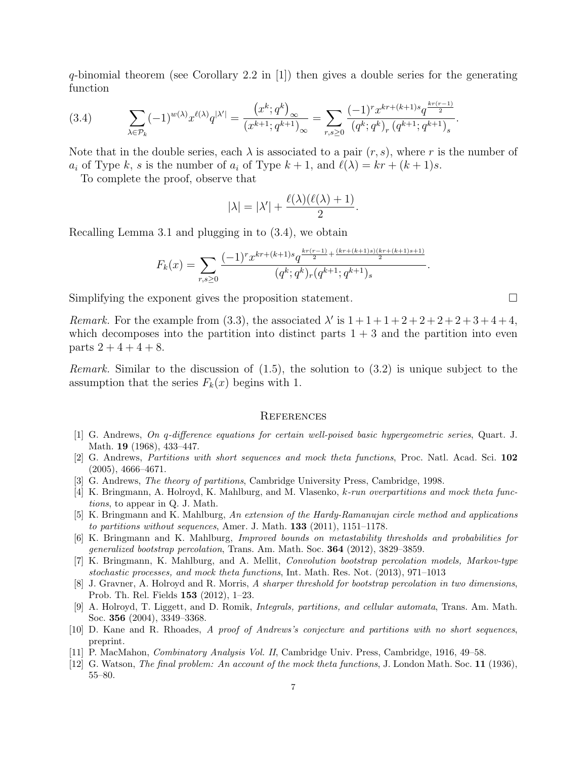$q$-binomial theorem (see Corollary 2.2 in [1]) then gives a double series for the generating function

$$\sum_{\lambda \in \mathcal{P}_k} (-1)^{w(\lambda)} x^{\ell(\lambda)} q^{|\lambda'|} = \frac{\left(x^k; q^k\right)_\infty}{\left(x^{k+1}; q^{k+1}\right)_\infty} = \sum_{r,s \geq 0} \frac{(-1)^r x^{kr+(k+1)s} q^{\frac{kr(r-1)}{2}}}{\left(q^k; q^k\right)_r \left(q^{k+1}; q^{k+1}\right)_s}. \tag{3.4}$$

Note that in the double series, each $\lambda$ is associated to a pair $(r, s)$, where $r$ is the number of $a_i$ of Type $k$, $s$ is the number of $a_i$ of Type $k+1$, and $\ell(\lambda) = kr + (k+1)s$.

To complete the proof, observe that

$$|\lambda| = |\lambda'| + \frac{\ell(\lambda)(\ell(\lambda)+1)}{2}.$$

Recalling Lemma 3.1 and plugging in to (3.4), we obtain

$$F_k(x) = \sum_{r,s \geq 0} \frac{(-1)^r x^{kr+(k+1)s} q^{\frac{kr(r-1)}{2} + \frac{(kr+(k+1)s)(kr+(k+1)s+1)}{2}}}{(q^k; q^k)_r (q^{k+1}; q^{k+1})_s}.$$

Simplifying the exponent gives the proposition statement. $\square$

*Remark.* For the example from (3.3), the associated $\lambda'$ is $1+1+1+2+2+2+2+3+4+4$, which decomposes into the partition into distinct parts $1+3$ and the partition into even parts $2+4+4+8$.

*Remark.* Similar to the discussion of (1.5), the solution to (3.2) is unique subject to the assumption that the series $F_k(x)$ begins with 1.

## References

[1] G. Andrews, *On q-difference equations for certain well-poised basic hypergeometric series*, Quart. J. Math. **19** (1968), 433–447.

[2] G. Andrews, *Partitions with short sequences and mock theta functions*, Proc. Natl. Acad. Sci. **102** (2005), 4666–4671.

[3] G. Andrews, *The theory of partitions*, Cambridge University Press, Cambridge, 1998.

[4] K. Bringmann, A. Holroyd, K. Mahlburg, and M. Vlasenko, *k-run overpartitions and mock theta functions*, to appear in Q. J. Math.

[5] K. Bringmann and K. Mahlburg, *An extension of the Hardy-Ramanujan circle method and applications to partitions without sequences*, Amer. J. Math. **133** (2011), 1151–1178.

[6] K. Bringmann and K. Mahlburg, *Improved bounds on metastability thresholds and probabilities for generalized bootstrap percolation*, Trans. Am. Math. Soc. **364** (2012), 3829–3859.

[7] K. Bringmann, K. Mahlburg, and A. Mellit, *Convolution bootstrap percolation models, Markov-type stochastic processes, and mock theta functions*, Int. Math. Res. Not. (2013), 971–1013

[8] J. Gravner, A. Holroyd and R. Morris, *A sharper threshold for bootstrap percolation in two dimensions*, Prob. Th. Rel. Fields **153** (2012), 1–23.

[9] A. Holroyd, T. Liggett, and D. Romik, *Integrals, partitions, and cellular automata*, Trans. Am. Math. Soc. **356** (2004), 3349–3368.

[10] D. Kane and R. Rhoades, *A proof of Andrews's conjecture and partitions with no short sequences*, preprint.

[11] P. MacMahon, *Combinatory Analysis Vol. II*, Cambridge Univ. Press, Cambridge, 1916, 49–58.

[12] G. Watson, *The final problem: An account of the mock theta functions*, J. London Math. Soc. **11** (1936), 55–80.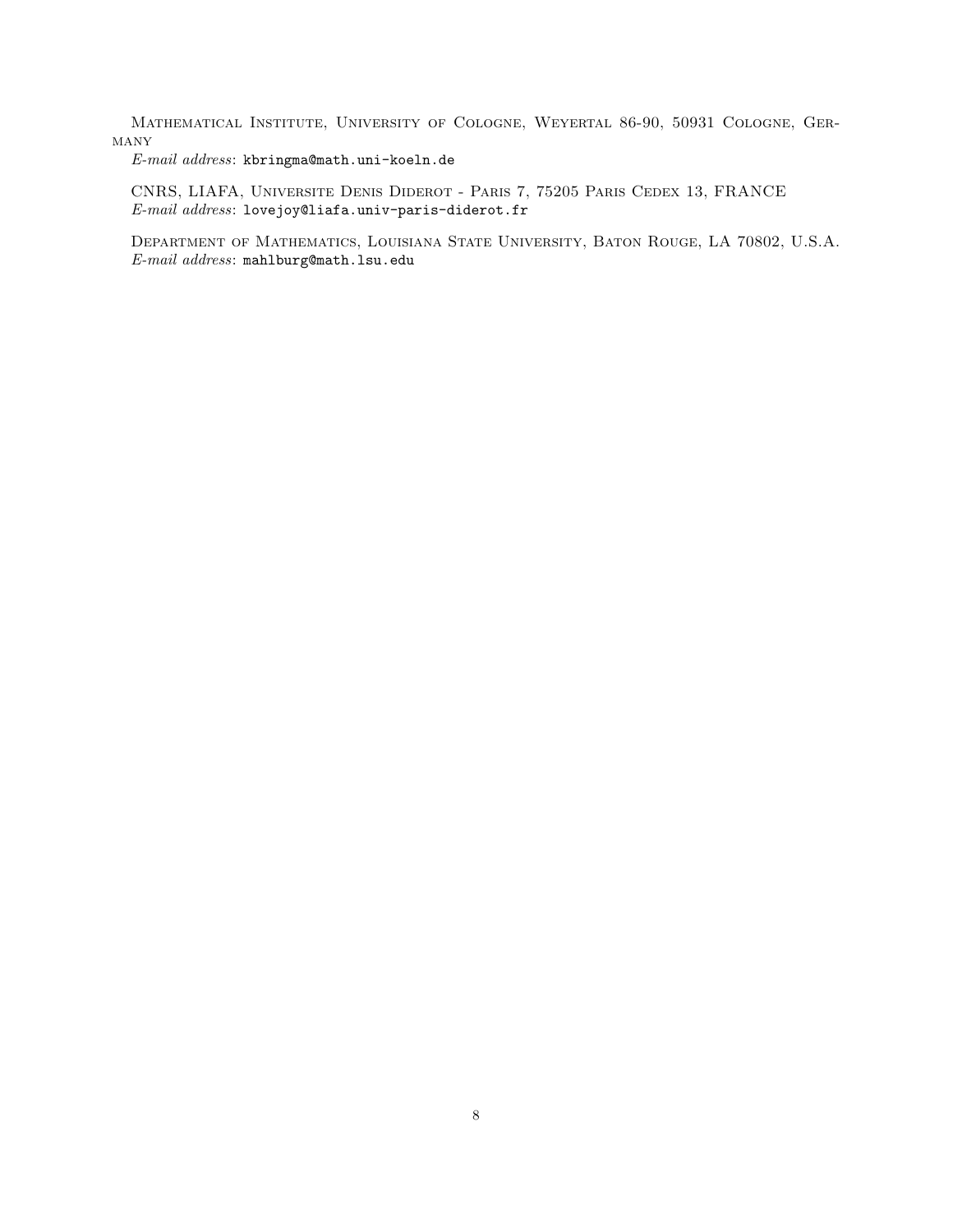Mathematical Institute, University of Cologne, Weyertal 86-90, 50931 Cologne, Germany

*E-mail address*: kbringma@math.uni-koeln.de

CNRS, LIAFA, Universite Denis Diderot - Paris 7, 75205 Paris Cedex 13, FRANCE

*E-mail address*: lovejoy@liafa.univ-paris-diderot.fr

Department of Mathematics, Louisiana State University, Baton Rouge, LA 70802, U.S.A.

*E-mail address*: mahlburg@math.lsu.edu